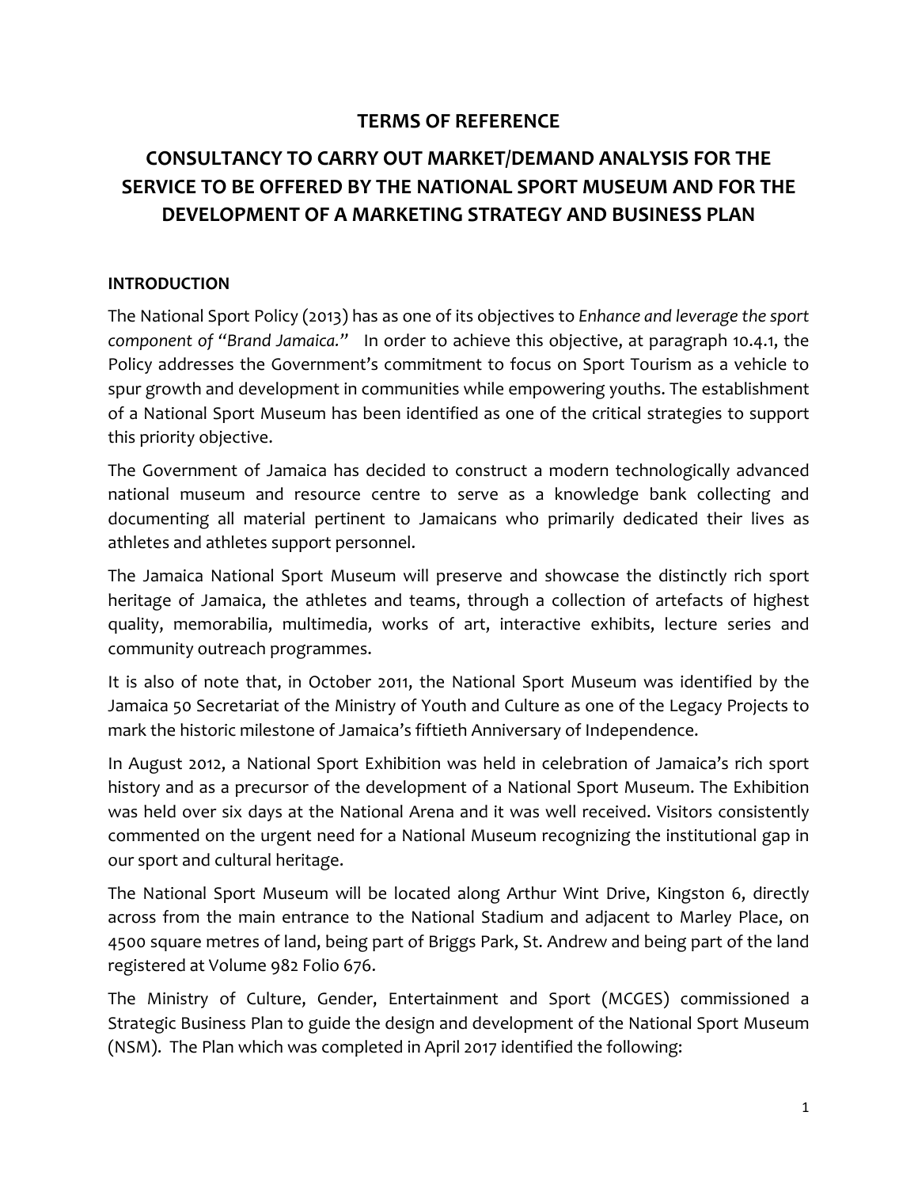# TERMS OF REFERENCE

# CONSULTANCY TO CARRY OUT MARKET/DEMAND ANALYSIS FOR THE SERVICE TO BE OFFERED BY THE NATIONAL SPORT MUSEUM AND FOR THE DEVELOPMENT OF A MARKETING STRATEGY AND BUSINESS PLAN

## INTRODUCTION

The National Sport Policy (2013) has as one of its objectives to *Enhance and leverage the sport component of "Brand Jamaica."* In order to achieve this objective, at paragraph 10.4.1, the Policy addresses the Government's commitment to focus on Sport Tourism as a vehicle to spur growth and development in communities while empowering youths. The establishment of a National Sport Museum has been identified as one of the critical strategies to support this priority objective.

The Government of Jamaica has decided to construct a modern technologically advanced national museum and resource centre to serve as a knowledge bank collecting and documenting all material pertinent to Jamaicans who primarily dedicated their lives as athletes and athletes support personnel.

The Jamaica National Sport Museum will preserve and showcase the distinctly rich sport heritage of Jamaica, the athletes and teams, through a collection of artefacts of highest quality, memorabilia, multimedia, works of art, interactive exhibits, lecture series and community outreach programmes.

It is also of note that, in October 2011, the National Sport Museum was identified by the Jamaica 50 Secretariat of the Ministry of Youth and Culture as one of the Legacy Projects to mark the historic milestone of Jamaica's fiftieth Anniversary of Independence.

In August 2012, a National Sport Exhibition was held in celebration of Jamaica's rich sport history and as a precursor of the development of a National Sport Museum. The Exhibition was held over six days at the National Arena and it was well received. Visitors consistently commented on the urgent need for a National Museum recognizing the institutional gap in our sport and cultural heritage.

The National Sport Museum will be located along Arthur Wint Drive, Kingston 6, directly across from the main entrance to the National Stadium and adjacent to Marley Place, on 4500 square metres of land, being part of Briggs Park, St. Andrew and being part of the land registered at Volume 982 Folio 676.

The Ministry of Culture, Gender, Entertainment and Sport (MCGES) commissioned a Strategic Business Plan to guide the design and development of the National Sport Museum (NSM). The Plan which was completed in April 2017 identified the following: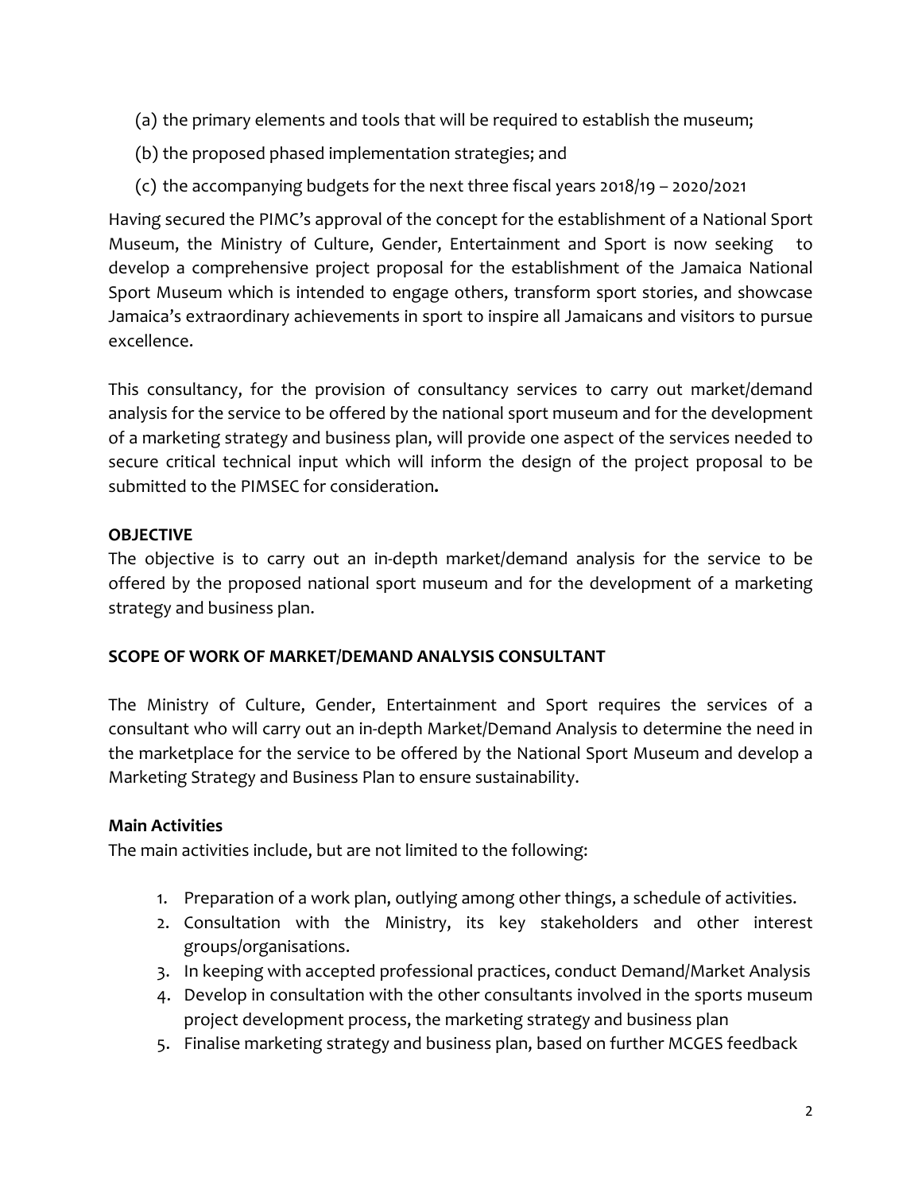(a) the primary elements and tools that will be required to establish the museum;

(b) the proposed phased implementation strategies; and

(c) the accompanying budgets for the next three fiscal years 2018/19 – 2020/2021

Having secured the PIMC's approval of the concept for the establishment of a National Sport Museum, the Ministry of Culture, Gender, Entertainment and Sport is now seeking to develop a comprehensive project proposal for the establishment of the Jamaica National Sport Museum which is intended to engage others, transform sport stories, and showcase Jamaica's extraordinary achievements in sport to inspire all Jamaicans and visitors to pursue excellence.

This consultancy, for the provision of consultancy services to carry out market/demand analysis for the service to be offered by the national sport museum and for the development of a marketing strategy and business plan, will provide one aspect of the services needed to secure critical technical input which will inform the design of the project proposal to be submitted to the PIMSEC for consideration**.**

**OBJECTIVE**

The objective is to carry out an in-depth market/demand analysis for the service to be offered by the proposed national sport museum and for the development of a marketing strategy and business plan.

**SCOPE OF WORK OF MARKET/DEMAND ANALYSIS CONSULTANT**

The Ministry of Culture, Gender, Entertainment and Sport requires the services of a consultant who will carry out an in-depth Market/Demand Analysis to determine the need in the marketplace for the service to be offered by the National Sport Museum and develop a Marketing Strategy and Business Plan to ensure sustainability.

**Main Activities**

The main activities include, but are not limited to the following:

1. Preparation of a work plan, outlying among other things, a schedule of activities.
2. Consultation with the Ministry, its key stakeholders and other interest groups/organisations.
3. In keeping with accepted professional practices, conduct Demand/Market Analysis
4. Develop in consultation with the other consultants involved in the sports museum project development process, the marketing strategy and business plan
5. Finalise marketing strategy and business plan, based on further MCGES feedback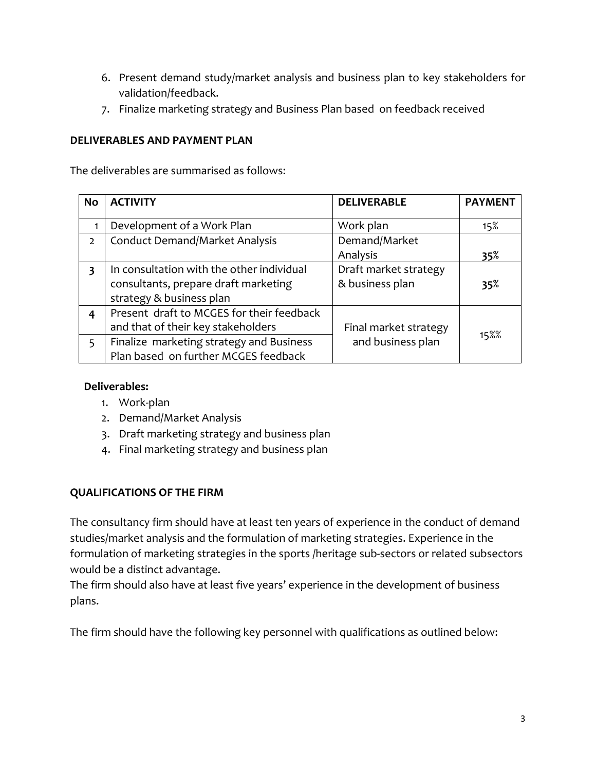6. Present demand study/market analysis and business plan to key stakeholders for validation/feedback.
7. Finalize marketing strategy and Business Plan based on feedback received

**DELIVERABLES AND PAYMENT PLAN**

The deliverables are summarised as follows:

| **No** | **ACTIVITY** | **DELIVERABLE** | **PAYMENT** |
|---|---|---|---|
| 1 | Development of a Work Plan | Work plan | 15% |
| 2 | Conduct Demand/Market Analysis | Demand/Market Analysis | **35%** |
| **3** | In consultation with the other individual consultants, prepare draft marketing strategy & business plan | Draft market strategy & business plan | **35%** |
| **4** | Present draft to MCGES for their feedback and that of their key stakeholders | Final market strategy and business plan | 15%% |
| 5 | Finalize marketing strategy and Business Plan based on further MCGES feedback | | |

**Deliverables:**

1. Work-plan
2. Demand/Market Analysis
3. Draft marketing strategy and business plan
4. Final marketing strategy and business plan

**QUALIFICATIONS OF THE FIRM**

The consultancy firm should have at least ten years of experience in the conduct of demand studies/market analysis and the formulation of marketing strategies. Experience in the formulation of marketing strategies in the sports /heritage sub-sectors or related subsectors would be a distinct advantage.
The firm should also have at least five years' experience in the development of business plans.

The firm should have the following key personnel with qualifications as outlined below: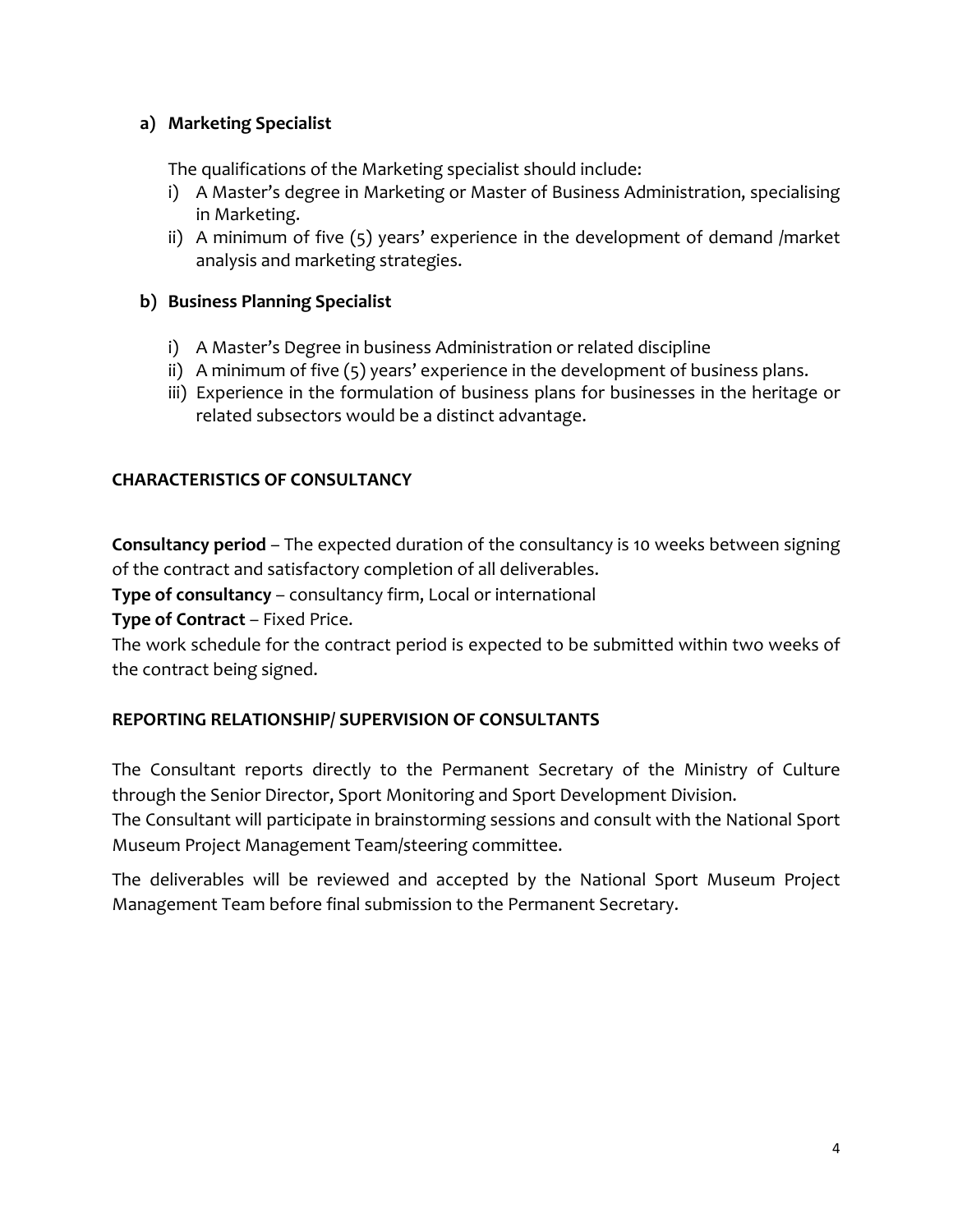**a) Marketing Specialist**

The qualifications of the Marketing specialist should include:

i) A Master's degree in Marketing or Master of Business Administration, specialising in Marketing.
ii) A minimum of five (5) years' experience in the development of demand /market analysis and marketing strategies.

**b) Business Planning Specialist**

i) A Master's Degree in business Administration or related discipline
ii) A minimum of five (5) years' experience in the development of business plans.
iii) Experience in the formulation of business plans for businesses in the heritage or related subsectors would be a distinct advantage.

## CHARACTERISTICS OF CONSULTANCY

**Consultancy period** – The expected duration of the consultancy is 10 weeks between signing of the contract and satisfactory completion of all deliverables.
**Type of consultancy** – consultancy firm, Local or international
**Type of Contract** – Fixed Price.
The work schedule for the contract period is expected to be submitted within two weeks of the contract being signed.

## REPORTING RELATIONSHIP/ SUPERVISION OF CONSULTANTS

The Consultant reports directly to the Permanent Secretary of the Ministry of Culture through the Senior Director, Sport Monitoring and Sport Development Division.
The Consultant will participate in brainstorming sessions and consult with the National Sport Museum Project Management Team/steering committee.

The deliverables will be reviewed and accepted by the National Sport Museum Project Management Team before final submission to the Permanent Secretary.